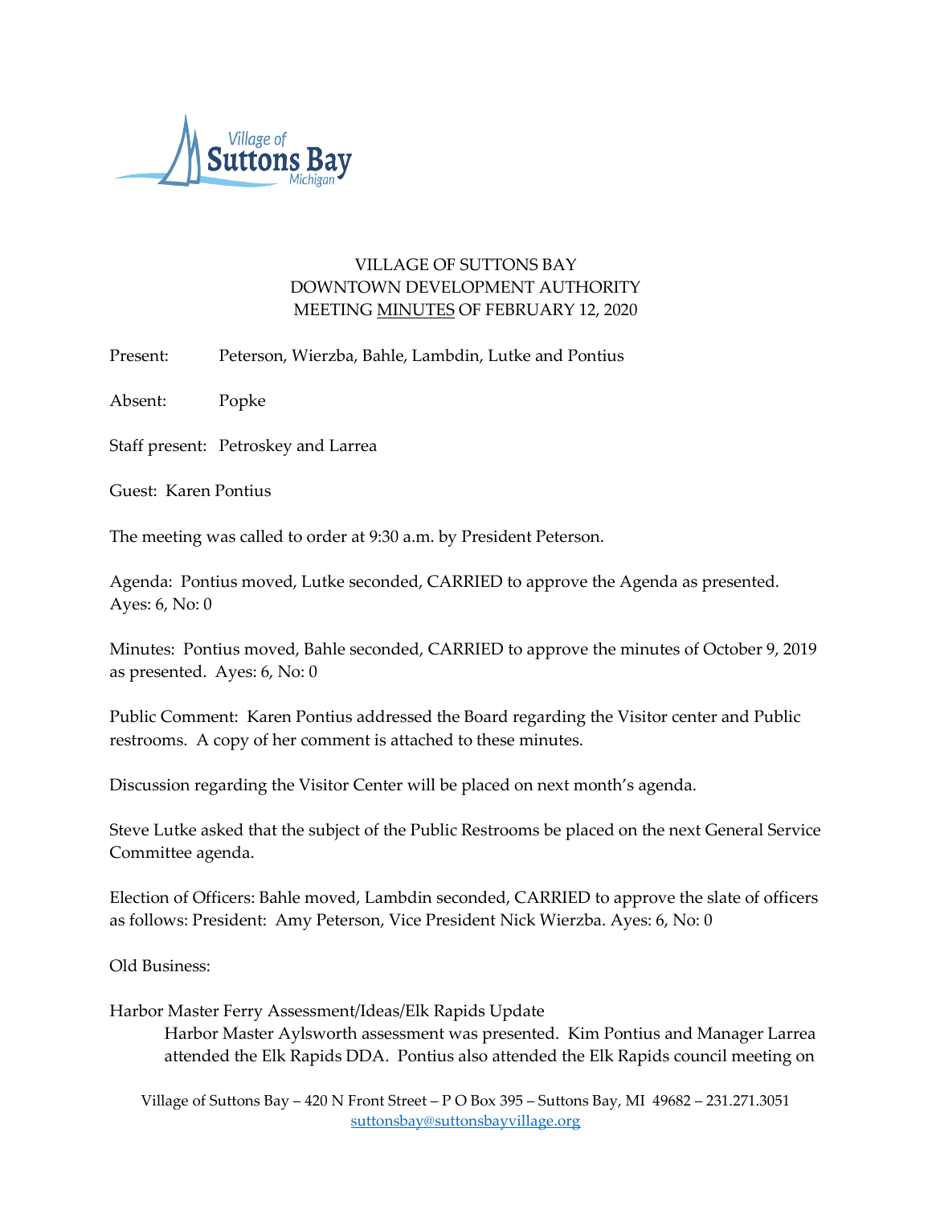# VILLAGE OF SUTTONS BAY
## DOWNTOWN DEVELOPMENT AUTHORITY
## MEETING MINUTES OF FEBRUARY 12, 2020

Present: Peterson, Wierzba, Bahle, Lambdin, Lutke and Pontius

Absent: Popke

Staff present: Petroskey and Larrea

Guest: Karen Pontius

The meeting was called to order at 9:30 a.m. by President Peterson.

Agenda: Pontius moved, Lutke seconded, CARRIED to approve the Agenda as presented. Ayes: 6, No: 0

Minutes: Pontius moved, Bahle seconded, CARRIED to approve the minutes of October 9, 2019 as presented. Ayes: 6, No: 0

Public Comment: Karen Pontius addressed the Board regarding the Visitor center and Public restrooms. A copy of her comment is attached to these minutes.

Discussion regarding the Visitor Center will be placed on next month's agenda.

Steve Lutke asked that the subject of the Public Restrooms be placed on the next General Service Committee agenda.

Election of Officers: Bahle moved, Lambdin seconded, CARRIED to approve the slate of officers as follows: President: Amy Peterson, Vice President Nick Wierzba. Ayes: 6, No: 0

Old Business:

Harbor Master Ferry Assessment/Ideas/Elk Rapids Update

Harbor Master Aylsworth assessment was presented. Kim Pontius and Manager Larrea attended the Elk Rapids DDA. Pontius also attended the Elk Rapids council meeting on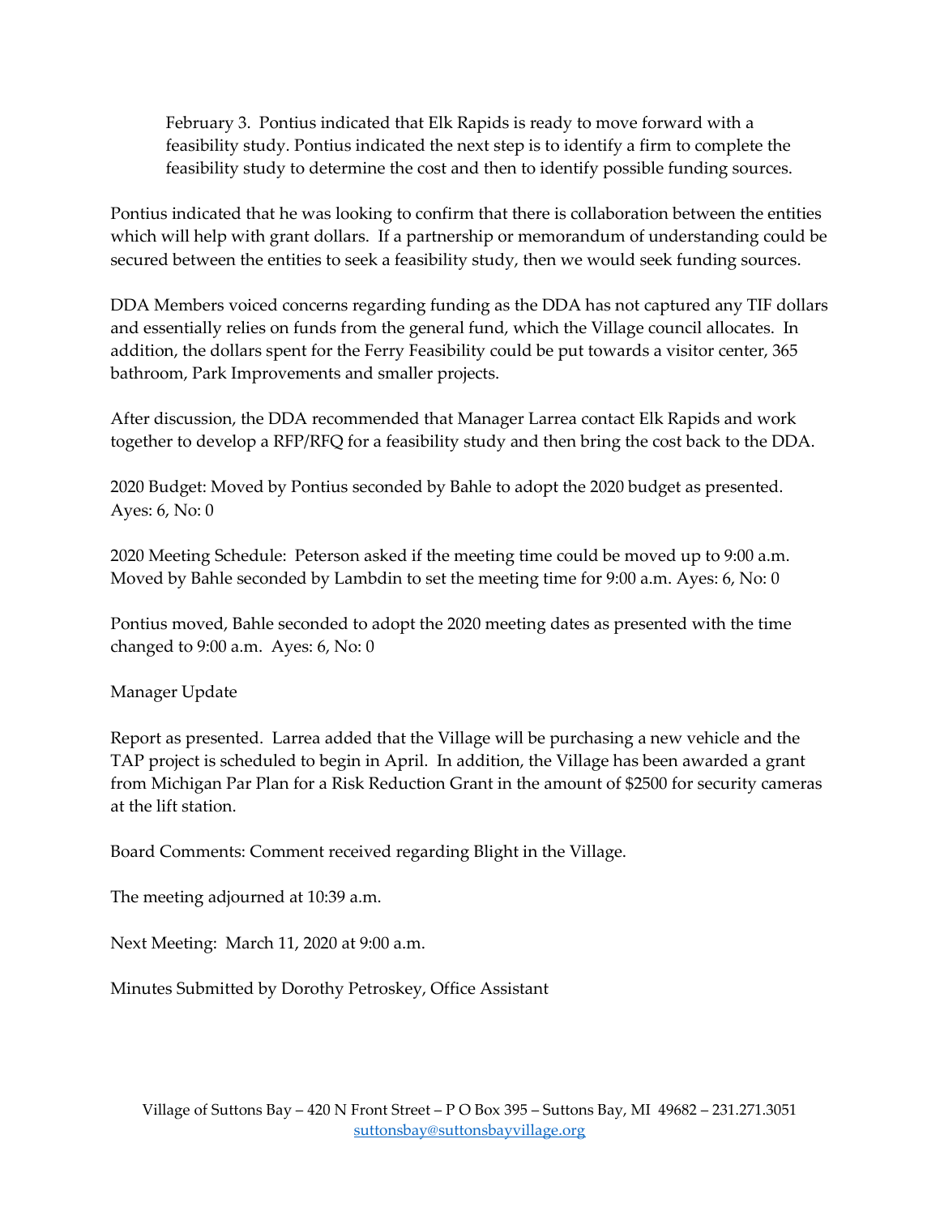February 3. Pontius indicated that Elk Rapids is ready to move forward with a feasibility study. Pontius indicated the next step is to identify a firm to complete the feasibility study to determine the cost and then to identify possible funding sources.

Pontius indicated that he was looking to confirm that there is collaboration between the entities which will help with grant dollars. If a partnership or memorandum of understanding could be secured between the entities to seek a feasibility study, then we would seek funding sources.

DDA Members voiced concerns regarding funding as the DDA has not captured any TIF dollars and essentially relies on funds from the general fund, which the Village council allocates. In addition, the dollars spent for the Ferry Feasibility could be put towards a visitor center, 365 bathroom, Park Improvements and smaller projects.

After discussion, the DDA recommended that Manager Larrea contact Elk Rapids and work together to develop a RFP/RFQ for a feasibility study and then bring the cost back to the DDA.

2020 Budget: Moved by Pontius seconded by Bahle to adopt the 2020 budget as presented. Ayes: 6, No: 0

2020 Meeting Schedule: Peterson asked if the meeting time could be moved up to 9:00 a.m. Moved by Bahle seconded by Lambdin to set the meeting time for 9:00 a.m. Ayes: 6, No: 0

Pontius moved, Bahle seconded to adopt the 2020 meeting dates as presented with the time changed to 9:00 a.m. Ayes: 6, No: 0

Manager Update

Report as presented. Larrea added that the Village will be purchasing a new vehicle and the TAP project is scheduled to begin in April. In addition, the Village has been awarded a grant from Michigan Par Plan for a Risk Reduction Grant in the amount of $2500 for security cameras at the lift station.

Board Comments: Comment received regarding Blight in the Village.

The meeting adjourned at 10:39 a.m.

Next Meeting: March 11, 2020 at 9:00 a.m.

Minutes Submitted by Dorothy Petroskey, Office Assistant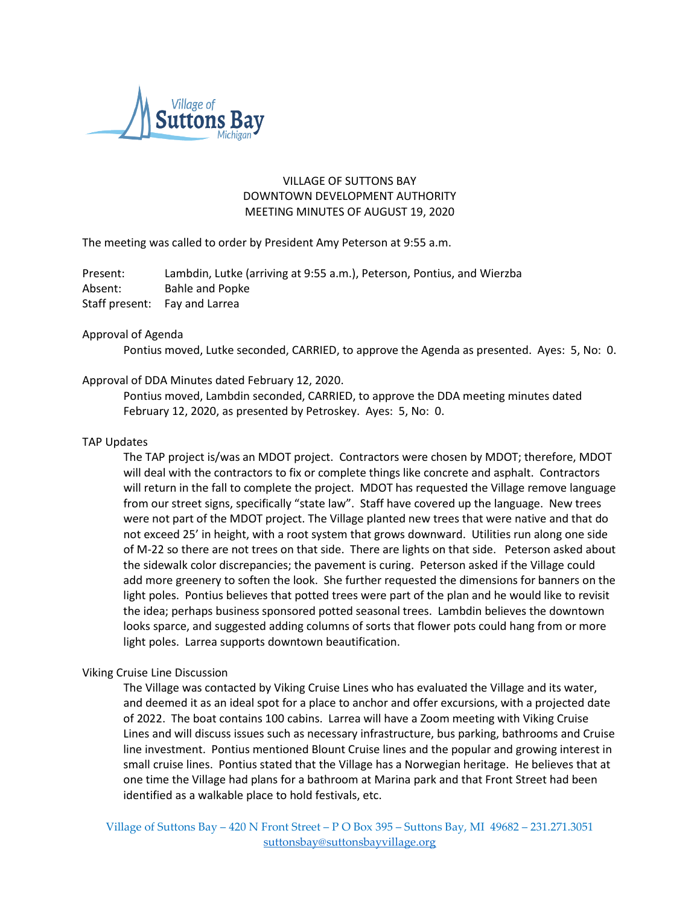VILLAGE OF SUTTONS BAY
DOWNTOWN DEVELOPMENT AUTHORITY
MEETING MINUTES OF AUGUST 19, 2020

The meeting was called to order by President Amy Peterson at 9:55 a.m.

Present: Lambdin, Lutke (arriving at 9:55 a.m.), Peterson, Pontius, and Wierzba
Absent: Bahle and Popke
Staff present: Fay and Larrea

Approval of Agenda

Pontius moved, Lutke seconded, CARRIED, to approve the Agenda as presented. Ayes: 5, No: 0.

Approval of DDA Minutes dated February 12, 2020.

Pontius moved, Lambdin seconded, CARRIED, to approve the DDA meeting minutes dated February 12, 2020, as presented by Petroskey. Ayes: 5, No: 0.

TAP Updates

The TAP project is/was an MDOT project. Contractors were chosen by MDOT; therefore, MDOT will deal with the contractors to fix or complete things like concrete and asphalt. Contractors will return in the fall to complete the project. MDOT has requested the Village remove language from our street signs, specifically "state law". Staff have covered up the language. New trees were not part of the MDOT project. The Village planted new trees that were native and that do not exceed 25' in height, with a root system that grows downward. Utilities run along one side of M-22 so there are not trees on that side. There are lights on that side. Peterson asked about the sidewalk color discrepancies; the pavement is curing. Peterson asked if the Village could add more greenery to soften the look. She further requested the dimensions for banners on the light poles. Pontius believes that potted trees were part of the plan and he would like to revisit the idea; perhaps business sponsored potted seasonal trees. Lambdin believes the downtown looks sparce, and suggested adding columns of sorts that flower pots could hang from or more light poles. Larrea supports downtown beautification.

Viking Cruise Line Discussion

The Village was contacted by Viking Cruise Lines who has evaluated the Village and its water, and deemed it as an ideal spot for a place to anchor and offer excursions, with a projected date of 2022. The boat contains 100 cabins. Larrea will have a Zoom meeting with Viking Cruise Lines and will discuss issues such as necessary infrastructure, bus parking, bathrooms and Cruise line investment. Pontius mentioned Blount Cruise lines and the popular and growing interest in small cruise lines. Pontius stated that the Village has a Norwegian heritage. He believes that at one time the Village had plans for a bathroom at Marina park and that Front Street had been identified as a walkable place to hold festivals, etc.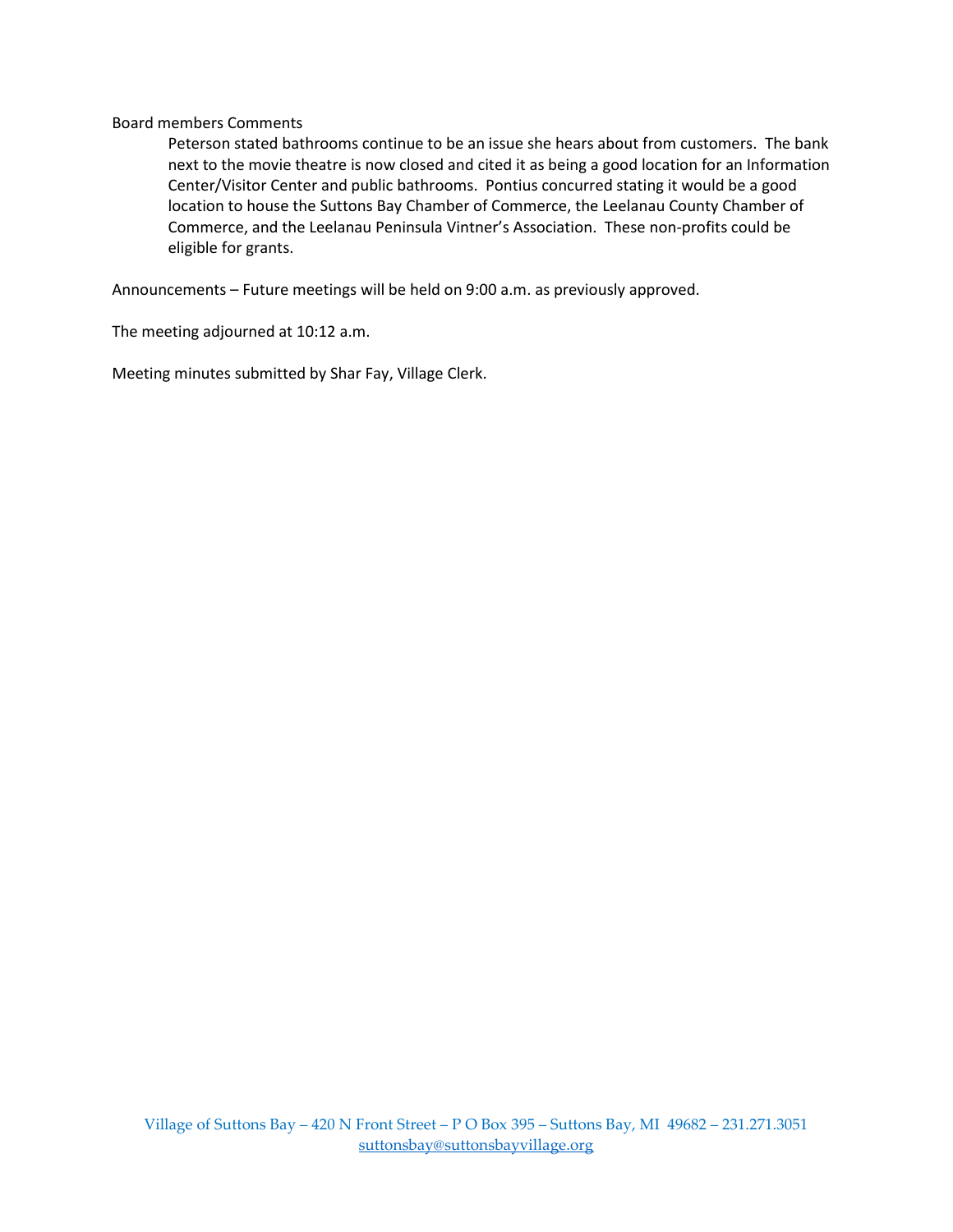Board members Comments

Peterson stated bathrooms continue to be an issue she hears about from customers. The bank next to the movie theatre is now closed and cited it as being a good location for an Information Center/Visitor Center and public bathrooms. Pontius concurred stating it would be a good location to house the Suttons Bay Chamber of Commerce, the Leelanau County Chamber of Commerce, and the Leelanau Peninsula Vintner's Association. These non-profits could be eligible for grants.

Announcements – Future meetings will be held on 9:00 a.m. as previously approved.

The meeting adjourned at 10:12 a.m.

Meeting minutes submitted by Shar Fay, Village Clerk.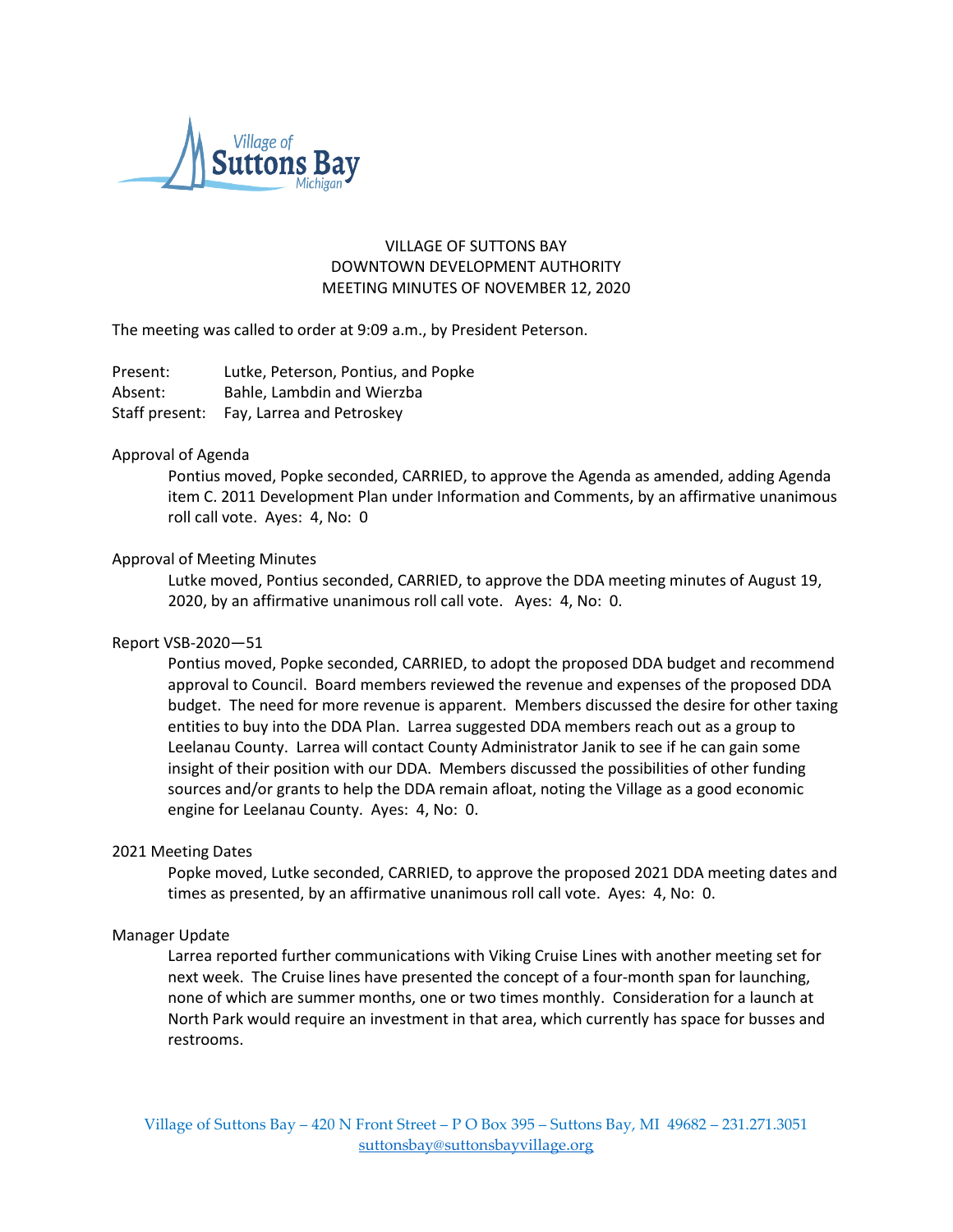VILLAGE OF SUTTONS BAY
DOWNTOWN DEVELOPMENT AUTHORITY
MEETING MINUTES OF NOVEMBER 12, 2020

The meeting was called to order at 9:09 a.m., by President Peterson.

Present: Lutke, Peterson, Pontius, and Popke
Absent: Bahle, Lambdin and Wierzba
Staff present: Fay, Larrea and Petroskey

Approval of Agenda

Pontius moved, Popke seconded, CARRIED, to approve the Agenda as amended, adding Agenda item C. 2011 Development Plan under Information and Comments, by an affirmative unanimous roll call vote. Ayes: 4, No: 0

Approval of Meeting Minutes

Lutke moved, Pontius seconded, CARRIED, to approve the DDA meeting minutes of August 19, 2020, by an affirmative unanimous roll call vote. Ayes: 4, No: 0.

Report VSB-2020—51

Pontius moved, Popke seconded, CARRIED, to adopt the proposed DDA budget and recommend approval to Council. Board members reviewed the revenue and expenses of the proposed DDA budget. The need for more revenue is apparent. Members discussed the desire for other taxing entities to buy into the DDA Plan. Larrea suggested DDA members reach out as a group to Leelanau County. Larrea will contact County Administrator Janik to see if he can gain some insight of their position with our DDA. Members discussed the possibilities of other funding sources and/or grants to help the DDA remain afloat, noting the Village as a good economic engine for Leelanau County. Ayes: 4, No: 0.

2021 Meeting Dates

Popke moved, Lutke seconded, CARRIED, to approve the proposed 2021 DDA meeting dates and times as presented, by an affirmative unanimous roll call vote. Ayes: 4, No: 0.

Manager Update

Larrea reported further communications with Viking Cruise Lines with another meeting set for next week. The Cruise lines have presented the concept of a four-month span for launching, none of which are summer months, one or two times monthly. Consideration for a launch at North Park would require an investment in that area, which currently has space for busses and restrooms.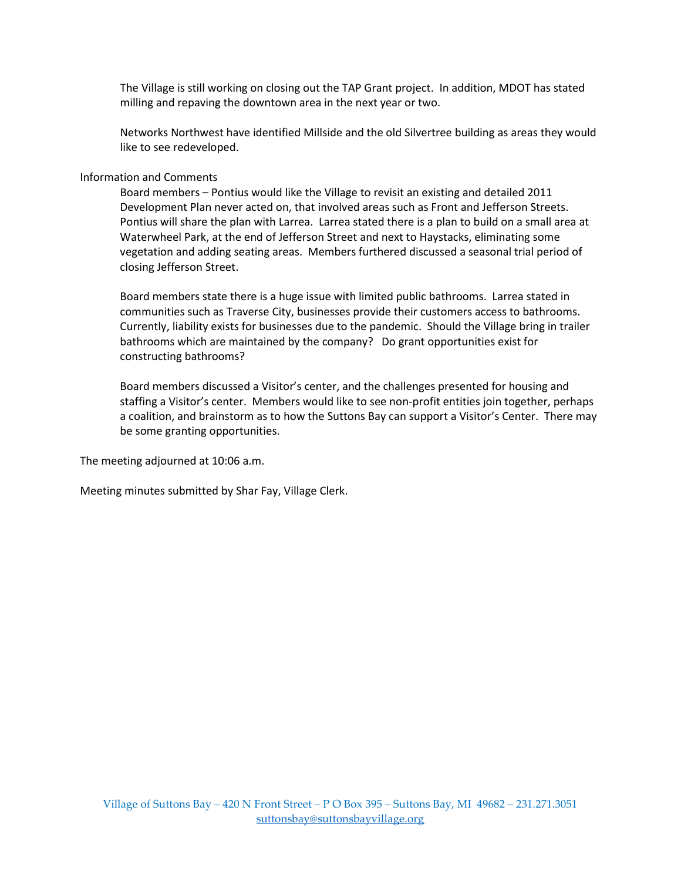The Village is still working on closing out the TAP Grant project. In addition, MDOT has stated milling and repaving the downtown area in the next year or two.

Networks Northwest have identified Millside and the old Silvertree building as areas they would like to see redeveloped.

Information and Comments

Board members – Pontius would like the Village to revisit an existing and detailed 2011 Development Plan never acted on, that involved areas such as Front and Jefferson Streets. Pontius will share the plan with Larrea. Larrea stated there is a plan to build on a small area at Waterwheel Park, at the end of Jefferson Street and next to Haystacks, eliminating some vegetation and adding seating areas. Members furthered discussed a seasonal trial period of closing Jefferson Street.

Board members state there is a huge issue with limited public bathrooms. Larrea stated in communities such as Traverse City, businesses provide their customers access to bathrooms. Currently, liability exists for businesses due to the pandemic. Should the Village bring in trailer bathrooms which are maintained by the company? Do grant opportunities exist for constructing bathrooms?

Board members discussed a Visitor's center, and the challenges presented for housing and staffing a Visitor's center. Members would like to see non-profit entities join together, perhaps a coalition, and brainstorm as to how the Suttons Bay can support a Visitor's Center. There may be some granting opportunities.

The meeting adjourned at 10:06 a.m.

Meeting minutes submitted by Shar Fay, Village Clerk.